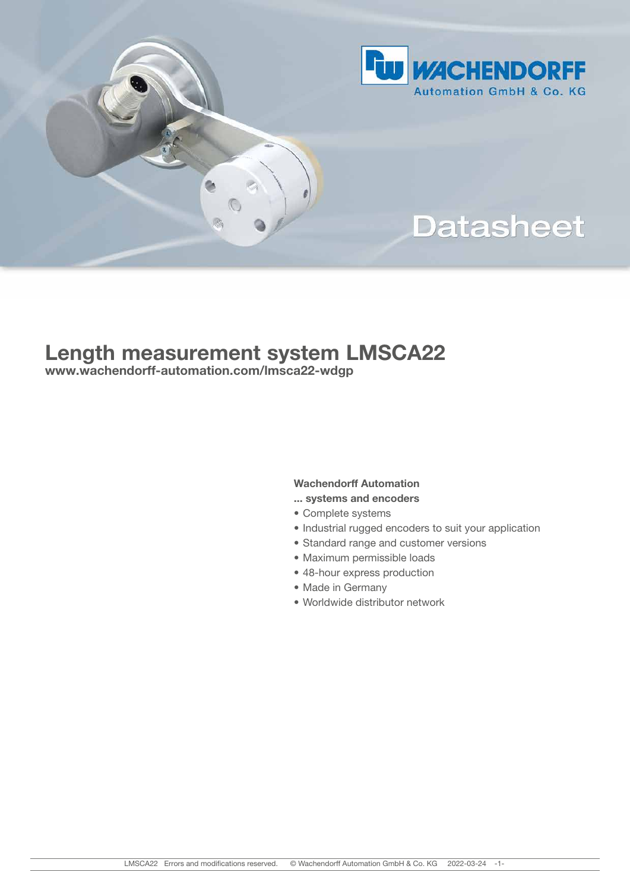Datasheet

# Length measurement system LMSCA22

**www.wachendorff-automation.com/lmsca22-wdgp**

**Wachendorff Automation**

**... systems and encoders**

- Complete systems
- Industrial rugged encoders to suit your application
- Standard range and customer versions
- Maximum permissible loads
- 48-hour express production
- Made in Germany
- Worldwide distributor network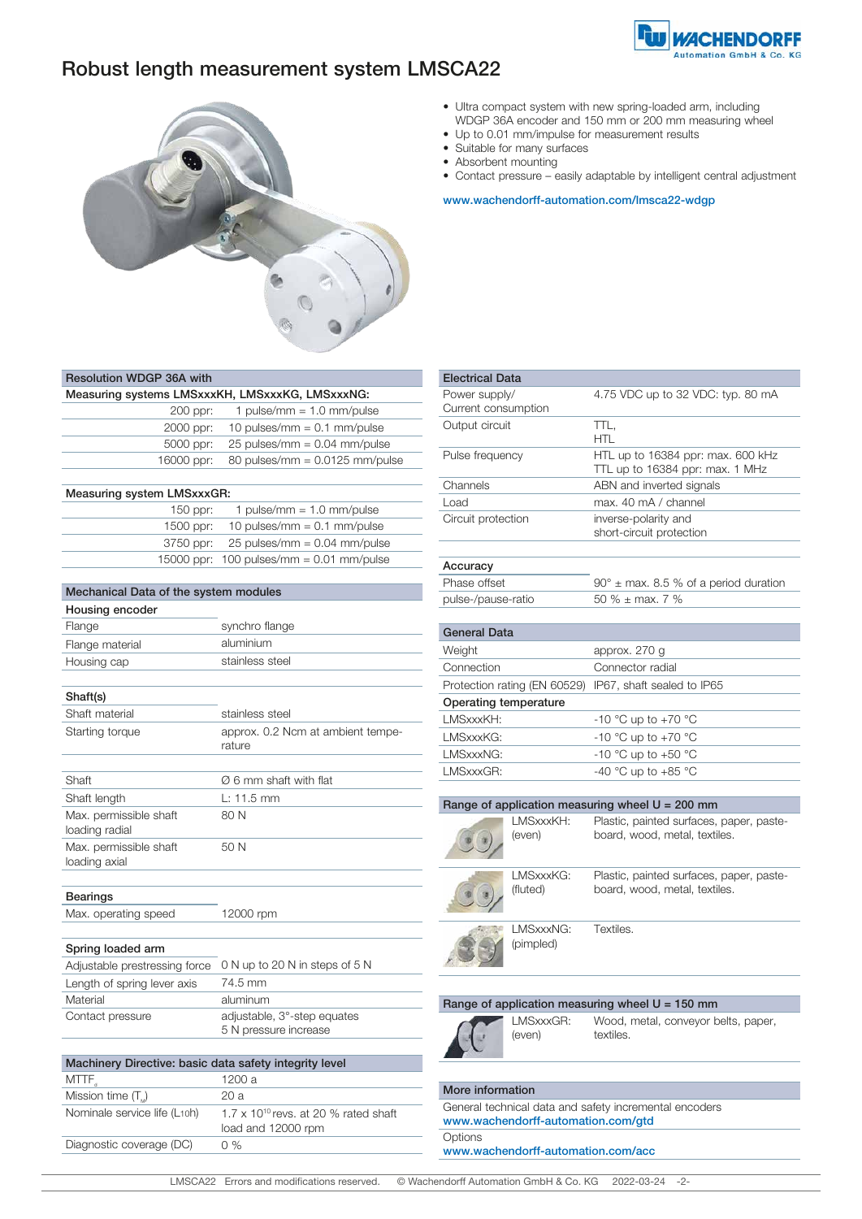# Robust length measurement system LMSCA22

- Ultra compact system with new spring-loaded arm, including WDGP 36A encoder and 150 mm or 200 mm measuring wheel
- Up to 0.01 mm/impulse for measurement results
- Suitable for many surfaces
- Absorbent mounting
- Contact pressure – easily adaptable by intelligent central adjustment

www.wachendorff-automation.com/lmsca22-wdgp

| Resolution WDGP 36A with | |
|---|---|
| **Measuring systems LMSxxxKH, LMSxxxKG, LMSxxxNG:** | |
| 200 ppr: | 1 pulse/mm = 1.0 mm/pulse |
| 2000 ppr: | 10 pulses/mm = 0.1 mm/pulse |
| 5000 ppr: | 25 pulses/mm = 0.04 mm/pulse |
| 16000 ppr: | 80 pulses/mm = 0.0125 mm/pulse |
| **Measuring system LMSxxxGR:** | |
| 150 ppr: | 1 pulse/mm = 1.0 mm/pulse |
| 1500 ppr: | 10 pulses/mm = 0.1 mm/pulse |
| 3750 ppr: | 25 pulses/mm = 0.04 mm/pulse |
| 15000 ppr: | 100 pulses/mm = 0.01 mm/pulse |

| Mechanical Data of the system modules | |
|---|---|
| **Housing encoder** | |
| Flange | synchro flange |
| Flange material | aluminium |
| Housing cap | stainless steel |
| **Shaft(s)** | |
| Shaft material | stainless steel |
| Starting torque | approx. 0.2 Ncm at ambient temperature |
| Shaft | Ø 6 mm shaft with flat |
| Shaft length | L: 11.5 mm |
| Max. permissible shaft loading radial | 80 N |
| Max. permissible shaft loading axial | 50 N |
| **Bearings** | |
| Max. operating speed | 12000 rpm |
| **Spring loaded arm** | |
| Adjustable prestressing force | 0 N up to 20 N in steps of 5 N |
| Length of spring lever axis | 74.5 mm |
| Material | aluminum |
| Contact pressure | adjustable, 3°-step equates 5 N pressure increase |

| Machinery Directive: basic data safety integrity level | |
|---|---|
| $MTTF_d$ | 1200 a |
| Mission time ($T_M$) | 20 a |
| Nominal service life ($L_{10h}$) | $1.7 \times 10^{10}$ revs. at 20 % rated shaft load and 12000 rpm |
| Diagnostic coverage (DC) | 0 % |

| Electrical Data | |
|---|---|
| Power supply/ Current consumption | 4.75 VDC up to 32 VDC: typ. 80 mA |
| Output circuit | TTL, HTL |
| Pulse frequency | HTL up to 16384 ppr: max. 600 kHz<br>TTL up to 16384 ppr: max. 1 MHz |
| Channels | ABN and inverted signals |
| Load | max. 40 mA / channel |
| Circuit protection | inverse-polarity and short-circuit protection |

| Accuracy | |
|---|---|
| Phase offset | 90° ± max. 8.5 % of a period duration |
| pulse-/pause-ratio | 50 % ± max. 7 % |

| General Data | |
|---|---|
| Weight | approx. 270 g |
| Connection | Connector radial |
| Protection rating (EN 60529) | IP67, shaft sealed to IP65 |
| **Operating temperature** | |
| LMSxxxKH: | -10 °C up to +70 °C |
| LMSxxxKG: | -10 °C up to +70 °C |
| LMSxxxNG: | -10 °C up to +50 °C |
| LMSxxxGR: | -40 °C up to +85 °C |

| Range of application measuring wheel U = 200 mm | |
|---|---|
| LMSxxxKH: (even) | Plastic, painted surfaces, paper, pasteboard, wood, metal, textiles. |
| LMSxxxKG: (fluted) | Plastic, painted surfaces, paper, pasteboard, wood, metal, textiles. |
| LMSxxxNG: (pimpled) | Textiles. |

| Range of application measuring wheel U = 150 mm | |
|---|---|
| LMSxxxGR: (even) | Wood, metal, conveyor belts, paper, textiles. |

**More information**

General technical data and safety incremental encoders
www.wachendorff-automation.com/gtd

Options
www.wachendorff-automation.com/acc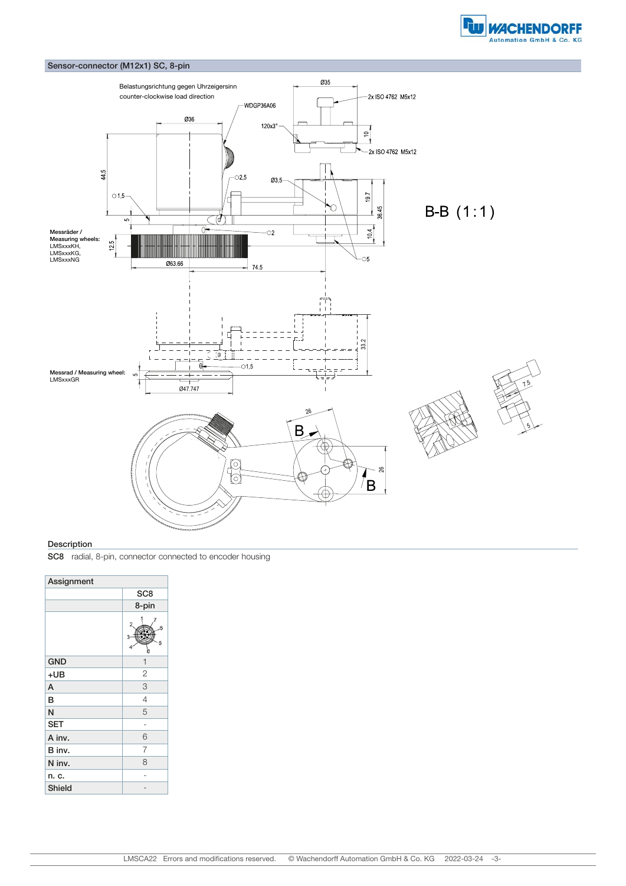## Sensor-connector (M12x1) SC, 8-pin

Belastungsrichtung gegen Uhrzeigersinn
counter-clockwise load direction

WDGP36A06

Messräder / Measuring wheels: LMSxxxKH, LMSxxxKG, LMSxxxNG

Messrad / Measuring wheel: LMSxxxGR

B-B (1:1)

2x ISO 4762 M5x12

### Description

**SC8** radial, 8-pin, connector connected to encoder housing

| Assignment | |
|---|---|
| | SC8 |
| | 8-pin |
| GND | 1 |
| +UB | 2 |
| A | 3 |
| B | 4 |
| N | 5 |
| SET | - |
| A inv. | 6 |
| B inv. | 7 |
| N inv. | 8 |
| n. c. | - |
| Shield | - |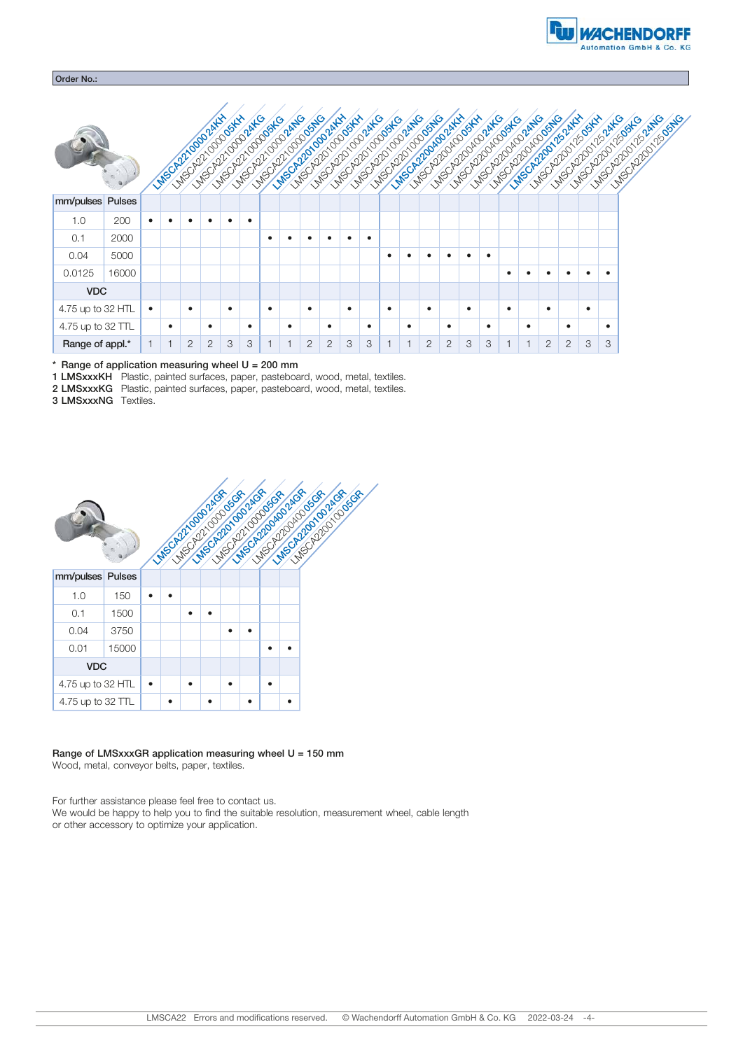Order No.:

| mm/pulses | Pulses | LMSCA2210000024KH | LMSCA2210000005KH | LMSCA2210000024KG | LMSCA2210000005KG | LMSCA2210000024NG | LMSCA2210000005NG | LMSCA2201000024KH | LMSCA2201000005KH | LMSCA2201000024KG | LMSCA2201000005KG | LMSCA2201000024NG | LMSCA2201000005NG | LMSCA2200400024KH | LMSCA2200400005KH | LMSCA2200400024KG | LMSCA2200400005KG | LMSCA2200400024NG | LMSCA2200400005NG | LMSCA2200125024KH | LMSCA2200125005KH | LMSCA2200125024KG | LMSCA2200125005KG | LMSCA2200125024NG | LMSCA2200125005NG |
|---|---|---|---|---|---|---|---|---|---|---|---|---|---|---|---|---|---|---|---|---|---|---|---|---|---|
| 1.0 | 200 | • | • | • | • | • | • | | | | | | | | | | | | | | | | | | |
| 0.1 | 2000 | | | | | | | • | • | • | • | • | • | | | | | | | | | | | | |
| 0.04 | 5000 | | | | | | | | | | | | | • | • | • | • | • | • | | | | | | |
| 0.0125 | 16000 | | | | | | | | | | | | | | | | | | | • | • | • | • | • | • |
| **VDC** | | | | | | | | | | | | | | | | | | | | | | | | | |
| 4.75 up to 32 HTL | | • | | • | | • | | • | | • | | • | | • | | • | | • | | • | | • | | • | |
| 4.75 up to 32 TTL | | | • | | • | | • | | • | | • | | • | | • | | • | | • | | • | | • | | • |
| **Range of appl.*** | | 1 | 1 | 2 | 2 | 3 | 3 | 1 | 1 | 2 | 2 | 3 | 3 | 1 | 1 | 2 | 2 | 3 | 3 | 1 | 1 | 2 | 2 | 3 | 3 |

\* Range of application measuring wheel U = 200 mm
**1 LMSxxxKH** Plastic, painted surfaces, paper, pasteboard, wood, metal, textiles.
**2 LMSxxxKG** Plastic, painted surfaces, paper, pasteboard, wood, metal, textiles.
**3 LMSxxxNG** Textiles.

| mm/pulses | Pulses | LMSCA2210000024GR | LMSCA2210000005GR | LMSCA2201000024GR | LMSCA2201000005GR | LMSCA2200400024GR | LMSCA2200400005GR | LMSCA2200100024GR | LMSCA2200100005GR |
|---|---|---|---|---|---|---|---|---|---|
| 1.0 | 150 | • | • | | | | | | |
| 0.1 | 1500 | | | • | • | | | | |
| 0.04 | 3750 | | | | | • | • | | |
| 0.01 | 15000 | | | | | | | • | • |
| **VDC** | | | | | | | | | |
| 4.75 up to 32 HTL | | • | | • | | • | | • | |
| 4.75 up to 32 TTL | | | • | | • | | • | | • |

**Range of LMSxxxGR application measuring wheel U = 150 mm**
Wood, metal, conveyor belts, paper, textiles.

For further assistance please feel free to contact us.
We would be happy to help you to find the suitable resolution, measurement wheel, cable length or other accessory to optimize your application.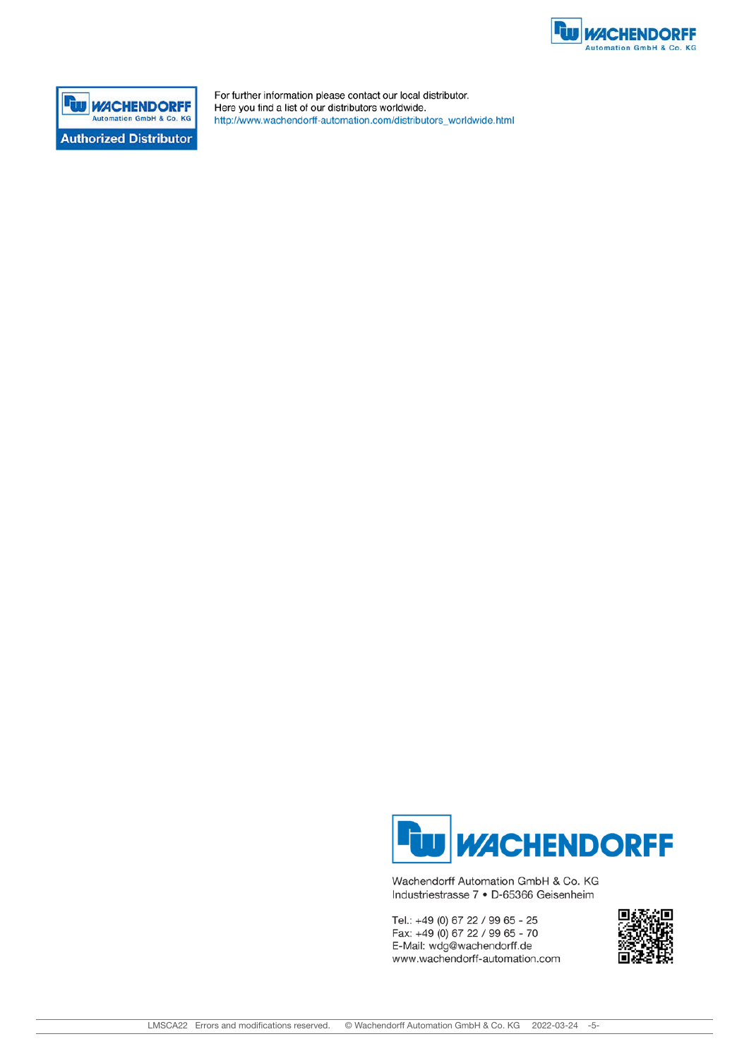Authorized Distributor

For further information please contact our local distributor.
Here you find a list of our distributors worldwide.
http://www.wachendorff-automation.com/distributors_worldwide.html

Wachendorff Automation GmbH & Co. KG
Industriestrasse 7 • D-65366 Geisenheim

Tel.: +49 (0) 67 22 / 99 65 - 25
Fax: +49 (0) 67 22 / 99 65 - 70
E-Mail: wdg@wachendorff.de
www.wachendorff-automation.com

LMSCA22 Errors and modifications reserved. © Wachendorff Automation GmbH & Co. KG 2022-03-24